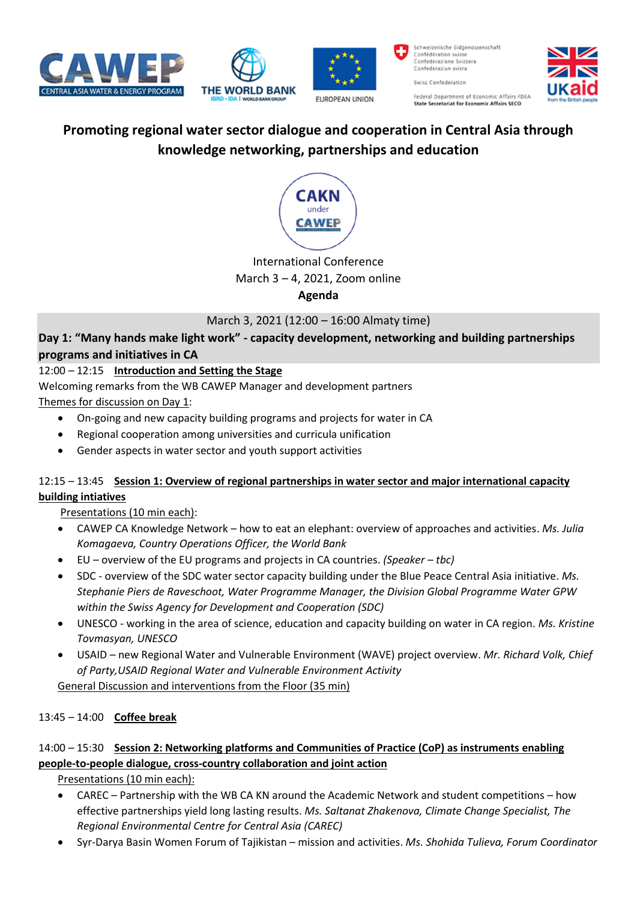# Promoting regional water sector dialogue and cooperation in Central Asia through knowledge networking, partnerships and education

International Conference
March 3 – 4, 2021, Zoom online
**Agenda**

March 3, 2021 (12:00 – 16:00 Almaty time)

**Day 1: "Many hands make light work" - capacity development, networking and building partnerships programs and initiatives in CA**

12:00 – 12:15 **Introduction and Setting the Stage**

Welcoming remarks from the WB CAWEP Manager and development partners

Themes for discussion on Day 1:

- On-going and new capacity building programs and projects for water in CA
- Regional cooperation among universities and curricula unification
- Gender aspects in water sector and youth support activities

12:15 – 13:45 **Session 1: Overview of regional partnerships in water sector and major international capacity building intiatives**

Presentations (10 min each):

- CAWEP CA Knowledge Network – how to eat an elephant: overview of approaches and activities. *Ms. Julia Komagaeva, Country Operations Officer, the World Bank*
- EU – overview of the EU programs and projects in CA countries. *(Speaker – tbc)*
- SDC - overview of the SDC water sector capacity building under the Blue Peace Central Asia initiative. *Ms. Stephanie Piers de Raveschoot, Water Programme Manager, the Division Global Programme Water GPW within the Swiss Agency for Development and Cooperation (SDC)*
- UNESCO - working in the area of science, education and capacity building on water in CA region. *Ms. Kristine Tovmasyan, UNESCO*
- USAID – new Regional Water and Vulnerable Environment (WAVE) project overview. *Mr. Richard Volk, Chief of Party,USAID Regional Water and Vulnerable Environment Activity*

General Discussion and interventions from the Floor (35 min)

13:45 – 14:00 **Coffee break**

14:00 – 15:30 **Session 2: Networking platforms and Communities of Practice (CoP) as instruments enabling people-to-people dialogue, cross-country collaboration and joint action**

Presentations (10 min each):

- CAREC – Partnership with the WB CA KN around the Academic Network and student competitions – how effective partnerships yield long lasting results. *Ms. Saltanat Zhakenova, Climate Change Specialist, The Regional Environmental Centre for Central Asia (CAREC)*
- Syr-Darya Basin Women Forum of Tajikistan – mission and activities. *Ms. Shohida Tulieva, Forum Coordinator*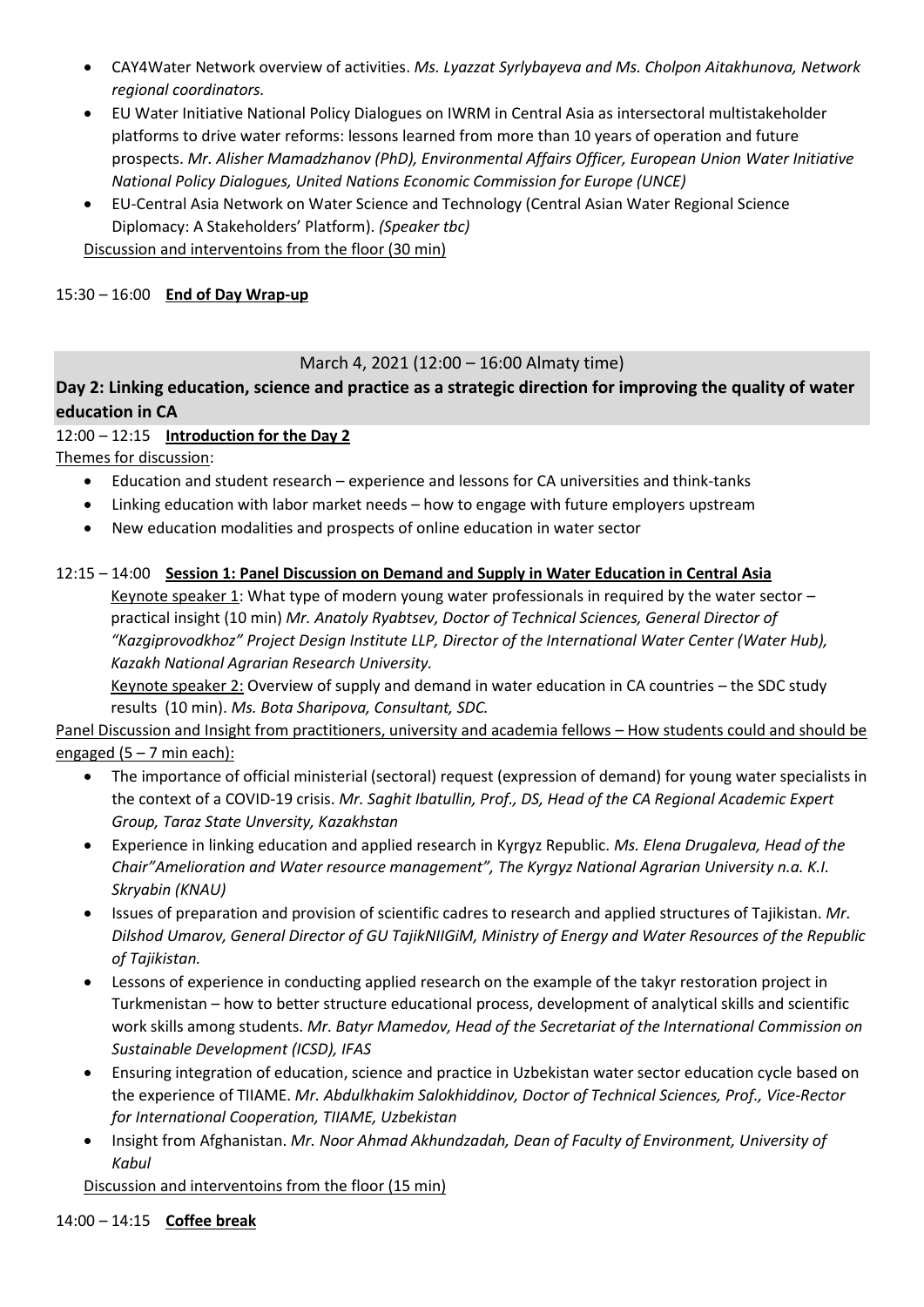- CAY4Water Network overview of activities. *Ms. Lyazzat Syrlybayeva and Ms. Cholpon Aitakhunova, Network regional coordinators.*
- EU Water Initiative National Policy Dialogues on IWRM in Central Asia as intersectoral multistakeholder platforms to drive water reforms: lessons learned from more than 10 years of operation and future prospects. *Mr. Alisher Mamadzhanov (PhD), Environmental Affairs Officer, European Union Water Initiative National Policy Dialogues, United Nations Economic Commission for Europe (UNCE)*
- EU-Central Asia Network on Water Science and Technology (Central Asian Water Regional Science Diplomacy: A Stakeholders' Platform). *(Speaker tbc)*

Discussion and interventoins from the floor (30 min)

15:30 – 16:00 **End of Day Wrap-up**

March 4, 2021 (12:00 – 16:00 Almaty time)

## Day 2: Linking education, science and practice as a strategic direction for improving the quality of water education in CA

12:00 – 12:15 **Introduction for the Day 2**

Themes for discussion:

- Education and student research – experience and lessons for CA universities and think-tanks
- Linking education with labor market needs – how to engage with future employers upstream
- New education modalities and prospects of online education in water sector

12:15 – 14:00 **Session 1: Panel Discussion on Demand and Supply in Water Education in Central Asia**

Keynote speaker 1: What type of modern young water professionals in required by the water sector – practical insight (10 min) *Mr. Anatoly Ryabtsev, Doctor of Technical Sciences, General Director of "Kazgiprovodkhoz" Project Design Institute LLP, Director of the International Water Center (Water Hub), Kazakh National Agrarian Research University.*

Keynote speaker 2: Overview of supply and demand in water education in CA countries – the SDC study results (10 min). *Ms. Bota Sharipova, Consultant, SDC.*

Panel Discussion and Insight from practitioners, university and academia fellows – How students could and should be engaged (5 – 7 min each):

- The importance of official ministerial (sectoral) request (expression of demand) for young water specialists in the context of a COVID-19 crisis. *Mr. Saghit Ibatullin, Prof., DS, Head of the CA Regional Academic Expert Group, Taraz State Unversity, Kazakhstan*
- Experience in linking education and applied research in Kyrgyz Republic. *Ms. Elena Drugaleva, Head of the Chair"Amelioration and Water resource management", The Kyrgyz National Agrarian University n.a. K.I. Skryabin (KNAU)*
- Issues of preparation and provision of scientific cadres to research and applied structures of Tajikistan. *Mr. Dilshod Umarov, General Director of GU TajikNIIGiM, Ministry of Energy and Water Resources of the Republic of Tajikistan.*
- Lessons of experience in conducting applied research on the example of the takyr restoration project in Turkmenistan – how to better structure educational process, development of analytical skills and scientific work skills among students. *Mr. Batyr Mamedov, Head of the Secretariat of the International Commission on Sustainable Development (ICSD), IFAS*
- Ensuring integration of education, science and practice in Uzbekistan water sector education cycle based on the experience of TIIAME. *Mr. Abdulkhakim Salokhiddinov, Doctor of Technical Sciences, Prof., Vice-Rector for International Cooperation, TIIAME, Uzbekistan*
- Insight from Afghanistan. *Mr. Noor Ahmad Akhundzadah, Dean of Faculty of Environment, University of Kabul*

Discussion and interventoins from the floor (15 min)

14:00 – 14:15 **Coffee break**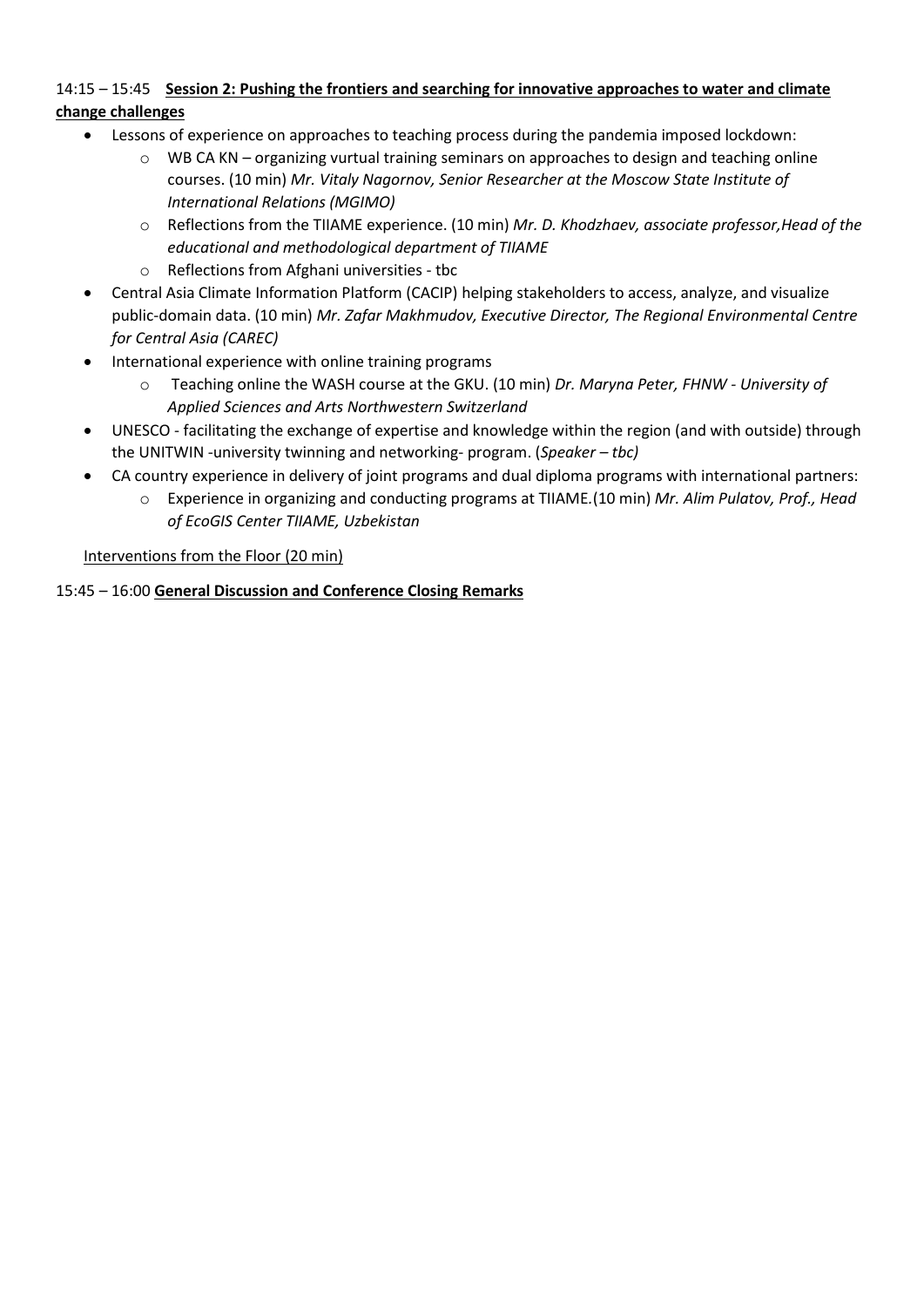14:15 – 15:45 **<u>Session 2: Pushing the frontiers and searching for innovative approaches to water and climate change challenges</u>**

- Lessons of experience on approaches to teaching process during the pandemia imposed lockdown:
  - WB CA KN – organizing vurtual training seminars on approaches to design and teaching online courses. (10 min) *Mr. Vitaly Nagornov, Senior Researcher at the Moscow State Institute of International Relations (MGIMO)*
  - Reflections from the TIIAME experience. (10 min) *Mr. D. Khodzhaev, associate professor,Head of the educational and methodological department of TIIAME*
  - Reflections from Afghani universities - tbc
- Central Asia Climate Information Platform (CACIP) helping stakeholders to access, analyze, and visualize public-domain data. (10 min) *Mr. Zafar Makhmudov, Executive Director, The Regional Environmental Centre for Central Asia (CAREC)*
- International experience with online training programs
  - Teaching online the WASH course at the GKU. (10 min) *Dr. Maryna Peter, FHNW - University of Applied Sciences and Arts Northwestern Switzerland*
- UNESCO - facilitating the exchange of expertise and knowledge within the region (and with outside) through the UNITWIN -university twinning and networking- program. (*Speaker – tbc)*
- CA country experience in delivery of joint programs and dual diploma programs with international partners:
  - Experience in organizing and conducting programs at TIIAME.(10 min) *Mr. Alim Pulatov, Prof., Head of EcoGIS Center TIIAME, Uzbekistan*

<u>Interventions from the Floor (20 min)</u>

15:45 – 16:00 **<u>General Discussion and Conference Closing Remarks</u>**